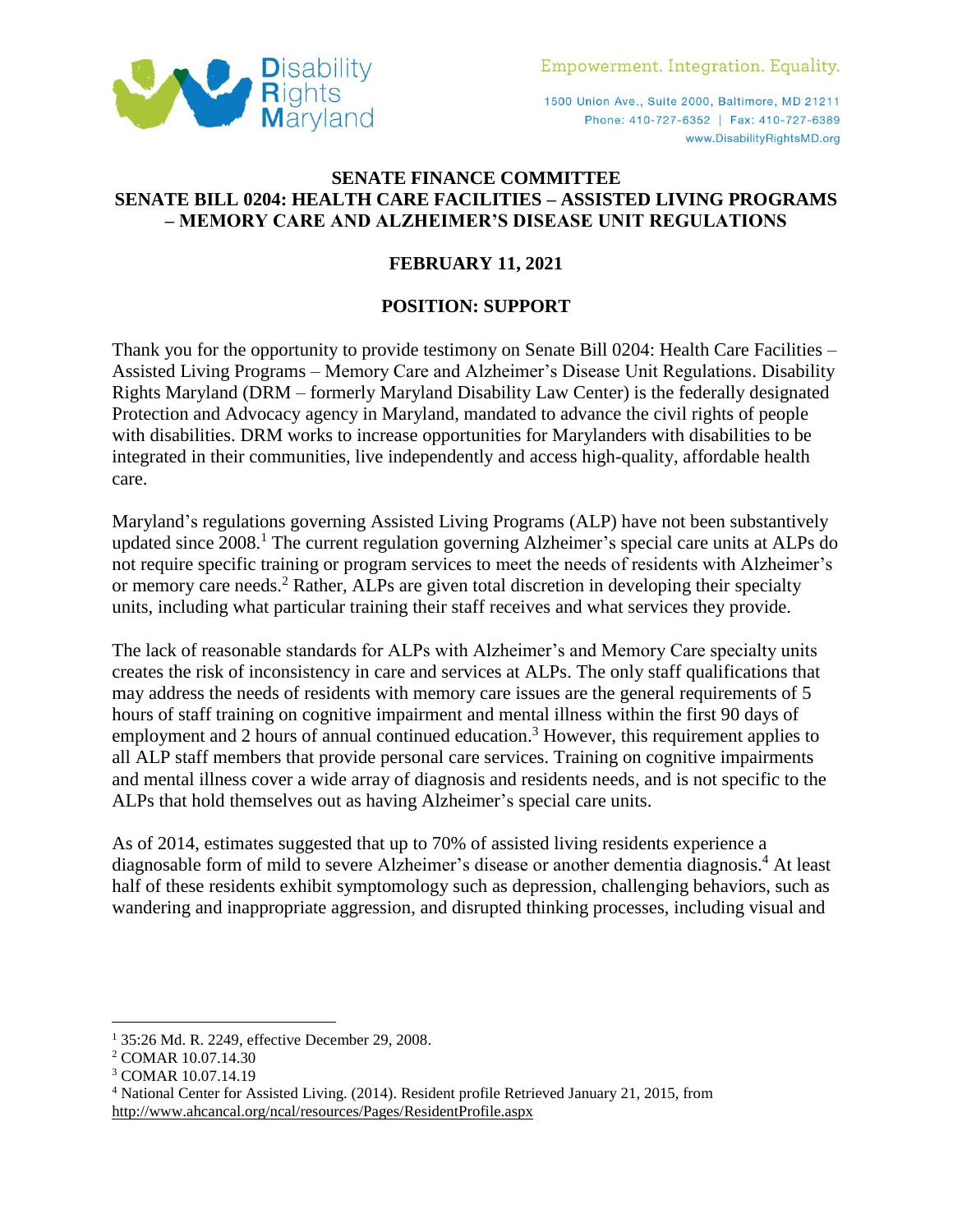Disability Rights Maryland

Empowerment. Integration. Equality.

1500 Union Ave., Suite 2000, Baltimore, MD 21211
Phone: 410-727-6352 | Fax: 410-727-6389
www.DisabilityRightsMD.org

**SENATE FINANCE COMMITTEE**
**SENATE BILL 0204: HEALTH CARE FACILITIES – ASSISTED LIVING PROGRAMS – MEMORY CARE AND ALZHEIMER'S DISEASE UNIT REGULATIONS**

**FEBRUARY 11, 2021**

**POSITION: SUPPORT**

Thank you for the opportunity to provide testimony on Senate Bill 0204: Health Care Facilities – Assisted Living Programs – Memory Care and Alzheimer's Disease Unit Regulations. Disability Rights Maryland (DRM – formerly Maryland Disability Law Center) is the federally designated Protection and Advocacy agency in Maryland, mandated to advance the civil rights of people with disabilities. DRM works to increase opportunities for Marylanders with disabilities to be integrated in their communities, live independently and access high-quality, affordable health care.

Maryland's regulations governing Assisted Living Programs (ALP) have not been substantively updated since 2008.[1] The current regulation governing Alzheimer's special care units at ALPs do not require specific training or program services to meet the needs of residents with Alzheimer's or memory care needs.[2] Rather, ALPs are given total discretion in developing their specialty units, including what particular training their staff receives and what services they provide.

The lack of reasonable standards for ALPs with Alzheimer's and Memory Care specialty units creates the risk of inconsistency in care and services at ALPs. The only staff qualifications that may address the needs of residents with memory care issues are the general requirements of 5 hours of staff training on cognitive impairment and mental illness within the first 90 days of employment and 2 hours of annual continued education.[3] However, this requirement applies to all ALP staff members that provide personal care services. Training on cognitive impairments and mental illness cover a wide array of diagnosis and residents needs, and is not specific to the ALPs that hold themselves out as having Alzheimer's special care units.

As of 2014, estimates suggested that up to 70% of assisted living residents experience a diagnosable form of mild to severe Alzheimer's disease or another dementia diagnosis.[4] At least half of these residents exhibit symptomology such as depression, challenging behaviors, such as wandering and inappropriate aggression, and disrupted thinking processes, including visual and

---

[1] 35:26 Md. R. 2249, effective December 29, 2008.

[2] COMAR 10.07.14.30

[3] COMAR 10.07.14.19

[4] National Center for Assisted Living. (2014). Resident profile Retrieved January 21, 2015, from http://www.ahcancal.org/ncal/resources/Pages/ResidentProfile.aspx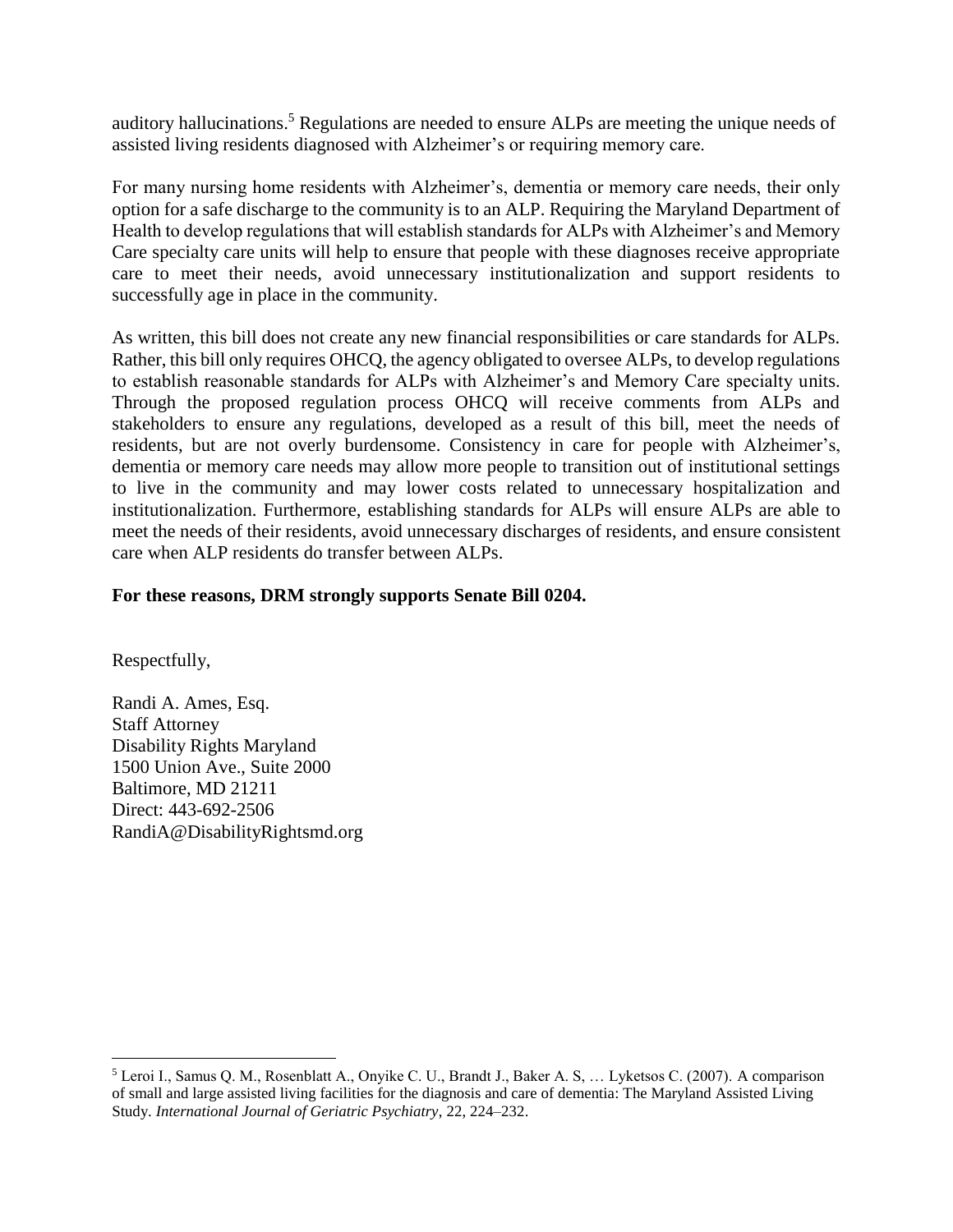auditory hallucinations.[5] Regulations are needed to ensure ALPs are meeting the unique needs of assisted living residents diagnosed with Alzheimer's or requiring memory care.

For many nursing home residents with Alzheimer's, dementia or memory care needs, their only option for a safe discharge to the community is to an ALP. Requiring the Maryland Department of Health to develop regulations that will establish standards for ALPs with Alzheimer's and Memory Care specialty care units will help to ensure that people with these diagnoses receive appropriate care to meet their needs, avoid unnecessary institutionalization and support residents to successfully age in place in the community.

As written, this bill does not create any new financial responsibilities or care standards for ALPs. Rather, this bill only requires OHCQ, the agency obligated to oversee ALPs, to develop regulations to establish reasonable standards for ALPs with Alzheimer's and Memory Care specialty units. Through the proposed regulation process OHCQ will receive comments from ALPs and stakeholders to ensure any regulations, developed as a result of this bill, meet the needs of residents, but are not overly burdensome. Consistency in care for people with Alzheimer's, dementia or memory care needs may allow more people to transition out of institutional settings to live in the community and may lower costs related to unnecessary hospitalization and institutionalization. Furthermore, establishing standards for ALPs will ensure ALPs are able to meet the needs of their residents, avoid unnecessary discharges of residents, and ensure consistent care when ALP residents do transfer between ALPs.

**For these reasons, DRM strongly supports Senate Bill 0204.**

Respectfully,

Randi A. Ames, Esq.
Staff Attorney
Disability Rights Maryland
1500 Union Ave., Suite 2000
Baltimore, MD 21211
Direct: 443-692-2506
RandiA@DisabilityRightsmd.org

---

[5] Leroi I., Samus Q. M., Rosenblatt A., Onyike C. U., Brandt J., Baker A. S, … Lyketsos C. (2007). A comparison of small and large assisted living facilities for the diagnosis and care of dementia: The Maryland Assisted Living Study. *International Journal of Geriatric Psychiatry*, 22, 224–232.